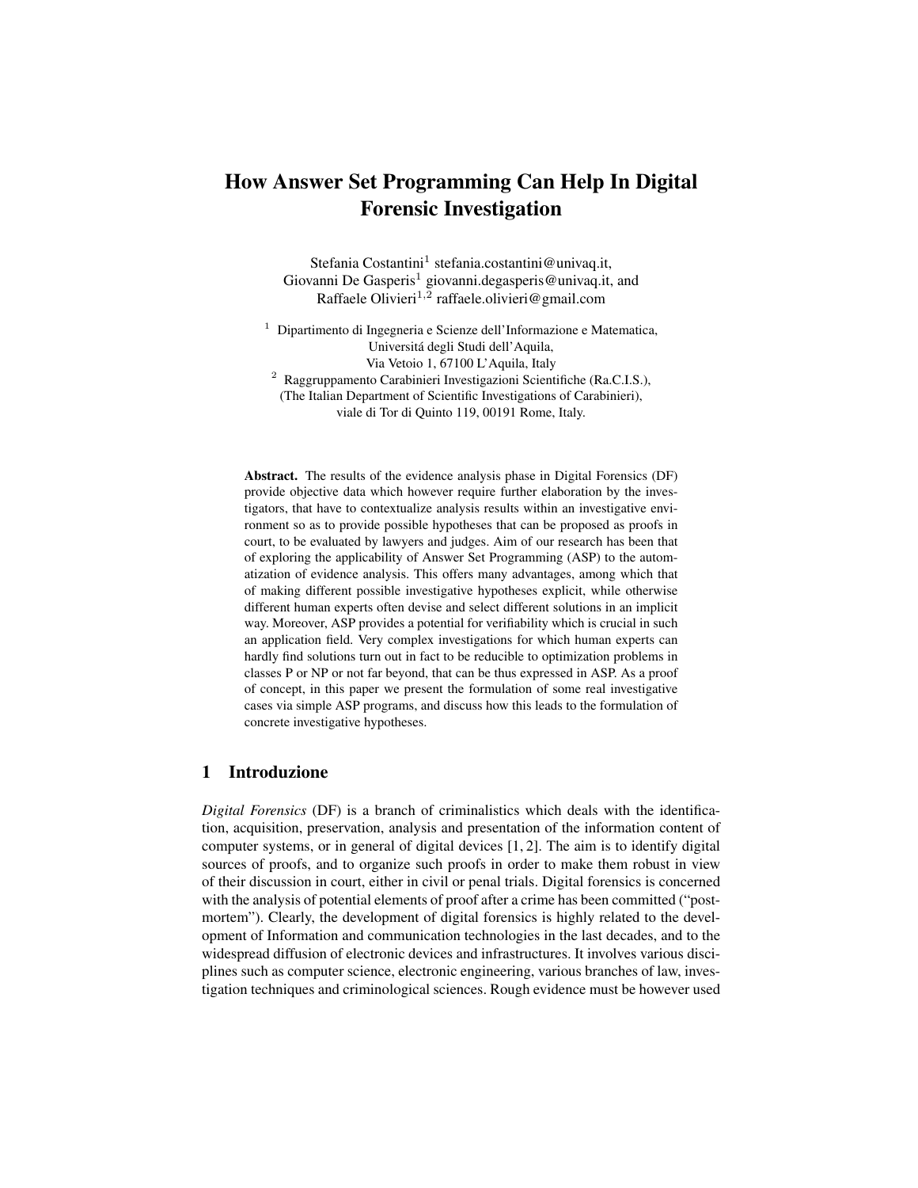# How Answer Set Programming Can Help In Digital Forensic Investigation

Stefania Costantini[1] stefania.costantini@univaq.it,
Giovanni De Gasperis[1] giovanni.degasperis@univaq.it, and
Raffaele Olivieri[1,2] raffaele.olivieri@gmail.com

[1] Dipartimento di Ingegneria e Scienze dell'Informazione e Matematica,
Universitá degli Studi dell'Aquila,
Via Vetoio 1, 67100 L'Aquila, Italy

[2] Raggruppamento Carabinieri Investigazioni Scientifiche (Ra.C.I.S.),
(The Italian Department of Scientific Investigations of Carabinieri),
viale di Tor di Quinto 119, 00191 Rome, Italy.

**Abstract.** The results of the evidence analysis phase in Digital Forensics (DF) provide objective data which however require further elaboration by the investigators, that have to contextualize analysis results within an investigative environment so as to provide possible hypotheses that can be proposed as proofs in court, to be evaluated by lawyers and judges. Aim of our research has been that of exploring the applicability of Answer Set Programming (ASP) to the automatization of evidence analysis. This offers many advantages, among which that of making different possible investigative hypotheses explicit, while otherwise different human experts often devise and select different solutions in an implicit way. Moreover, ASP provides a potential for verifiability which is crucial in such an application field. Very complex investigations for which human experts can hardly find solutions turn out in fact to be reducible to optimization problems in classes P or NP or not far beyond, that can be thus expressed in ASP. As a proof of concept, in this paper we present the formulation of some real investigative cases via simple ASP programs, and discuss how this leads to the formulation of concrete investigative hypotheses.

## 1 Introduzione

*Digital Forensics* (DF) is a branch of criminalistics which deals with the identification, acquisition, preservation, analysis and presentation of the information content of computer systems, or in general of digital devices [1, 2]. The aim is to identify digital sources of proofs, and to organize such proofs in order to make them robust in view of their discussion in court, either in civil or penal trials. Digital forensics is concerned with the analysis of potential elements of proof after a crime has been committed ("post-mortem"). Clearly, the development of digital forensics is highly related to the development of Information and communication technologies in the last decades, and to the widespread diffusion of electronic devices and infrastructures. It involves various disciplines such as computer science, electronic engineering, various branches of law, investigation techniques and criminological sciences. Rough evidence must be however used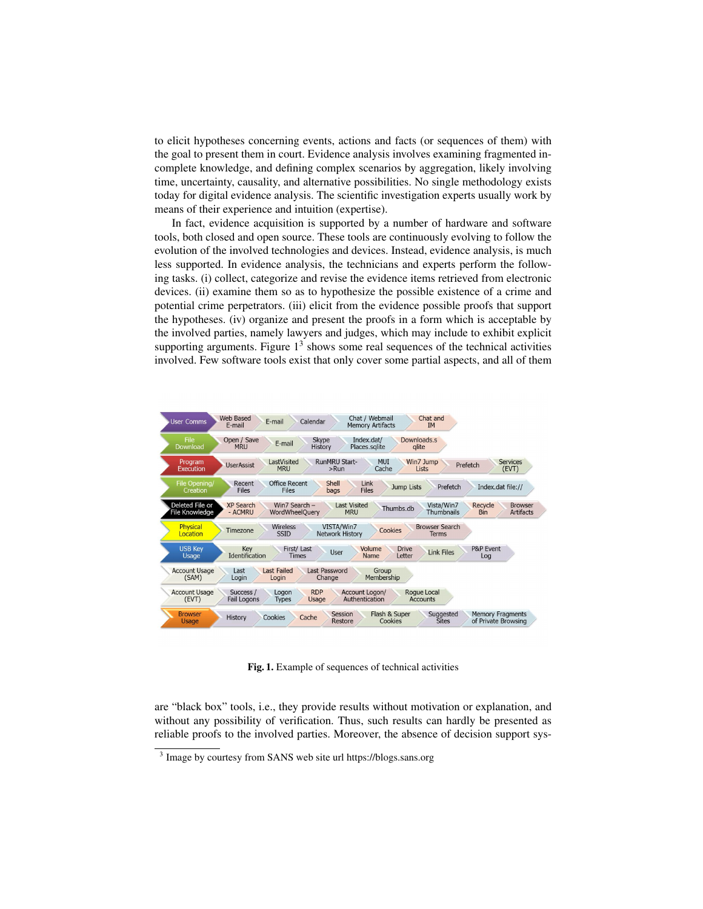to elicit hypotheses concerning events, actions and facts (or sequences of them) with the goal to present them in court. Evidence analysis involves examining fragmented incomplete knowledge, and defining complex scenarios by aggregation, likely involving time, uncertainty, causality, and alternative possibilities. No single methodology exists today for digital evidence analysis. The scientific investigation experts usually work by means of their experience and intuition (expertise).

In fact, evidence acquisition is supported by a number of hardware and software tools, both closed and open source. These tools are continuously evolving to follow the evolution of the involved technologies and devices. Instead, evidence analysis, is much less supported. In evidence analysis, the technicians and experts perform the following tasks. (i) collect, categorize and revise the evidence items retrieved from electronic devices. (ii) examine them so as to hypothesize the possible existence of a crime and potential crime perpetrators. (iii) elicit from the evidence possible proofs that support the hypotheses. (iv) organize and present the proofs in a form which is acceptable by the involved parties, namely lawyers and judges, which may include to exhibit explicit supporting arguments. Figure 1[3] shows some real sequences of the technical activities involved. Few software tools exist that only cover some partial aspects, and all of them

| | | | | | | | | |
|---|---|---|---|---|---|---|---|---|
| User Comms | Web Based E-mail | E-mail | Calendar | Chat / Webmail Memory Artifacts | Chat and IM | | | |
| File Download | Open / Save MRU | E-mail | Skype History | Index.dat/ Places.sqlite | Downloads.sqlite | | | |
| Program Execution | UserAssist | LastVisited MRU | RunMRU Start->Run | MUI Cache | Win7 Jump Lists | Prefetch | Services (EVT) | |
| File Opening/ Creation | Recent Files | Office Recent Files | Shell bags | Link Files | Jump Lists | Prefetch | Index.dat file:// | |
| Deleted File or File Knowledge | XP Search - ACMRU | Win7 Search – WordWheelQuery | Last Visited MRU | Thumbs.db | Vista/Win7 Thumbnails | Recycle Bin | Browser Artifacts | |
| Physical Location | Timezone | Wireless SSID | VISTA/Win7 Network History | Cookies | Browser Search Terms | | | |
| USB Key Usage | Key Identification | First/ Last Times | User | Volume Name | Drive Letter | Link Files | P&P Event Log | |
| Account Usage (SAM) | Last Login | Last Failed Login | Last Password Change | Group Membership | | | | |
| Account Usage (EVT) | Success / Fail Logons | Logon Types | RDP Usage | Account Logon/ Authentication | Rogue Local Accounts | | | |
| Browser Usage | History | Cookies | Cache | Session Restore | Flash & Super Cookies | Suggested Sites | Memory Fragments of Private Browsing | |

**Fig. 1.** Example of sequences of technical activities

are "black box" tools, i.e., they provide results without motivation or explanation, and without any possibility of verification. Thus, such results can hardly be presented as reliable proofs to the involved parties. Moreover, the absence of decision support sys-

[3] Image by courtesy from SANS web site url https://blogs.sans.org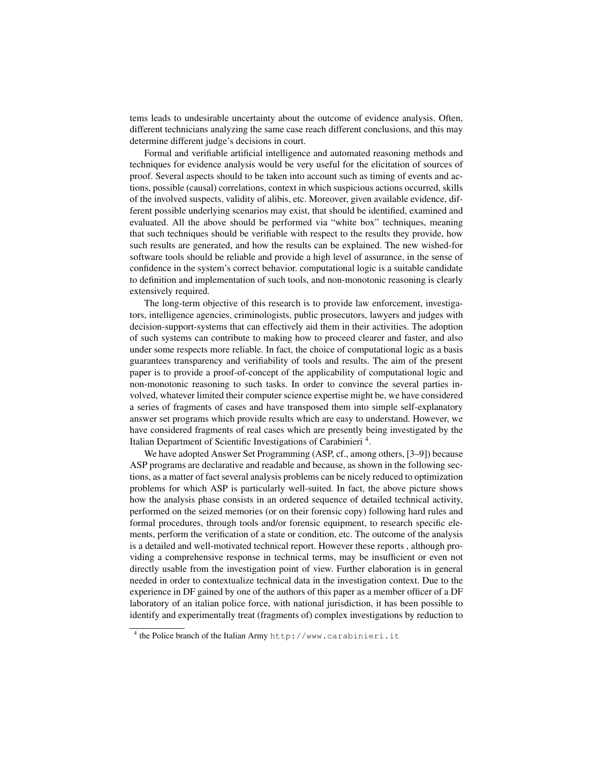tems leads to undesirable uncertainty about the outcome of evidence analysis. Often, different technicians analyzing the same case reach different conclusions, and this may determine different judge's decisions in court.

Formal and verifiable artificial intelligence and automated reasoning methods and techniques for evidence analysis would be very useful for the elicitation of sources of proof. Several aspects should to be taken into account such as timing of events and actions, possible (causal) correlations, context in which suspicious actions occurred, skills of the involved suspects, validity of alibis, etc. Moreover, given available evidence, different possible underlying scenarios may exist, that should be identified, examined and evaluated. All the above should be performed via "white box" techniques, meaning that such techniques should be verifiable with respect to the results they provide, how such results are generated, and how the results can be explained. The new wished-for software tools should be reliable and provide a high level of assurance, in the sense of confidence in the system's correct behavior. computational logic is a suitable candidate to definition and implementation of such tools, and non-monotonic reasoning is clearly extensively required.

The long-term objective of this research is to provide law enforcement, investigators, intelligence agencies, criminologists, public prosecutors, lawyers and judges with decision-support-systems that can effectively aid them in their activities. The adoption of such systems can contribute to making how to proceed clearer and faster, and also under some respects more reliable. In fact, the choice of computational logic as a basis guarantees transparency and verifiability of tools and results. The aim of the present paper is to provide a proof-of-concept of the applicability of computational logic and non-monotonic reasoning to such tasks. In order to convince the several parties involved, whatever limited their computer science expertise might be, we have considered a series of fragments of cases and have transposed them into simple self-explanatory answer set programs which provide results which are easy to understand. However, we have considered fragments of real cases which are presently being investigated by the Italian Department of Scientific Investigations of Carabinieri [4].

We have adopted Answer Set Programming (ASP, cf., among others, [3–9]) because ASP programs are declarative and readable and because, as shown in the following sections, as a matter of fact several analysis problems can be nicely reduced to optimization problems for which ASP is particularly well-suited. In fact, the above picture shows how the analysis phase consists in an ordered sequence of detailed technical activity, performed on the seized memories (or on their forensic copy) following hard rules and formal procedures, through tools and/or forensic equipment, to research specific elements, perform the verification of a state or condition, etc. The outcome of the analysis is a detailed and well-motivated technical report. However these reports , although providing a comprehensive response in technical terms, may be insufficient or even not directly usable from the investigation point of view. Further elaboration is in general needed in order to contextualize technical data in the investigation context. Due to the experience in DF gained by one of the authors of this paper as a member officer of a DF laboratory of an italian police force, with national jurisdiction, it has been possible to identify and experimentally treat (fragments of) complex investigations by reduction to

[4] the Police branch of the Italian Army `http://www.carabinieri.it`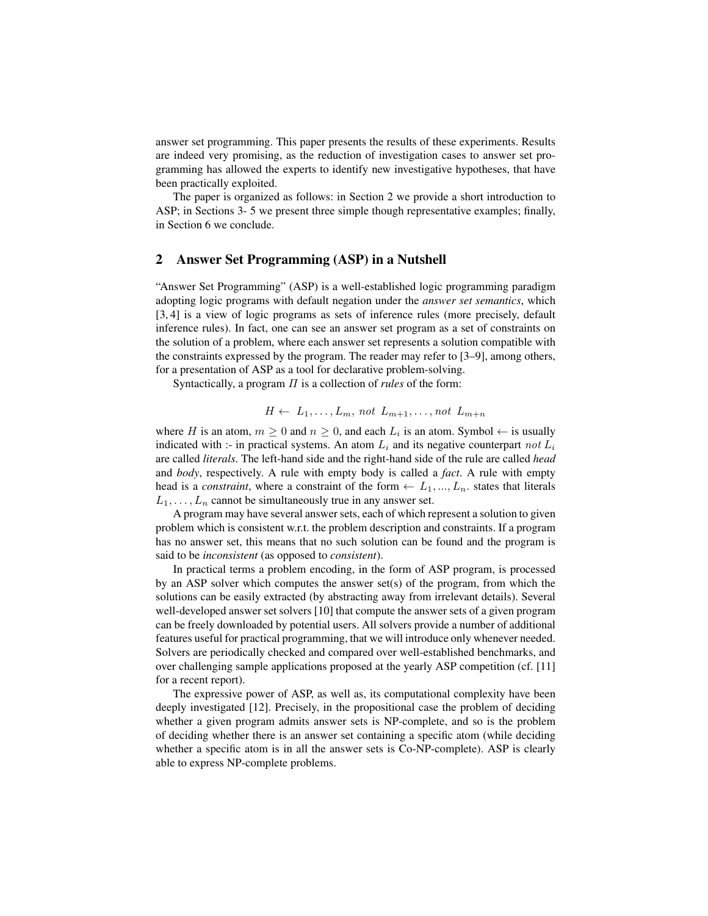answer set programming. This paper presents the results of these experiments. Results are indeed very promising, as the reduction of investigation cases to answer set programming has allowed the experts to identify new investigative hypotheses, that have been practically exploited.

The paper is organized as follows: in Section 2 we provide a short introduction to ASP; in Sections 3- 5 we present three simple though representative examples; finally, in Section 6 we conclude.

## 2 Answer Set Programming (ASP) in a Nutshell

"Answer Set Programming" (ASP) is a well-established logic programming paradigm adopting logic programs with default negation under the *answer set semantics*, which [3, 4] is a view of logic programs as sets of inference rules (more precisely, default inference rules). In fact, one can see an answer set program as a set of constraints on the solution of a problem, where each answer set represents a solution compatible with the constraints expressed by the program. The reader may refer to [3–9], among others, for a presentation of ASP as a tool for declarative problem-solving.

Syntactically, a program $\Pi$ is a collection of *rules* of the form:

$$H \leftarrow \; L_1, \ldots, L_m, \; not \;\; L_{m+1}, \ldots, not \;\; L_{m+n}$$

where $H$ is an atom, $m \geq 0$ and $n \geq 0$, and each $L_i$ is an atom. Symbol $\leftarrow$ is usually indicated with :- in practical systems. An atom $L_i$ and its negative counterpart $not \; L_i$ are called *literals*. The left-hand side and the right-hand side of the rule are called *head* and *body*, respectively. A rule with empty body is called a *fact*. A rule with empty head is a *constraint*, where a constraint of the form $\leftarrow \; L_1, ..., L_n.$ states that literals $L_1, \ldots, L_n$ cannot be simultaneously true in any answer set.

A program may have several answer sets, each of which represent a solution to given problem which is consistent w.r.t. the problem description and constraints. If a program has no answer set, this means that no such solution can be found and the program is said to be *inconsistent* (as opposed to *consistent*).

In practical terms a problem encoding, in the form of ASP program, is processed by an ASP solver which computes the answer set(s) of the program, from which the solutions can be easily extracted (by abstracting away from irrelevant details). Several well-developed answer set solvers [10] that compute the answer sets of a given program can be freely downloaded by potential users. All solvers provide a number of additional features useful for practical programming, that we will introduce only whenever needed. Solvers are periodically checked and compared over well-established benchmarks, and over challenging sample applications proposed at the yearly ASP competition (cf. [11] for a recent report).

The expressive power of ASP, as well as, its computational complexity have been deeply investigated [12]. Precisely, in the propositional case the problem of deciding whether a given program admits answer sets is NP-complete, and so is the problem of deciding whether there is an answer set containing a specific atom (while deciding whether a specific atom is in all the answer sets is Co-NP-complete). ASP is clearly able to express NP-complete problems.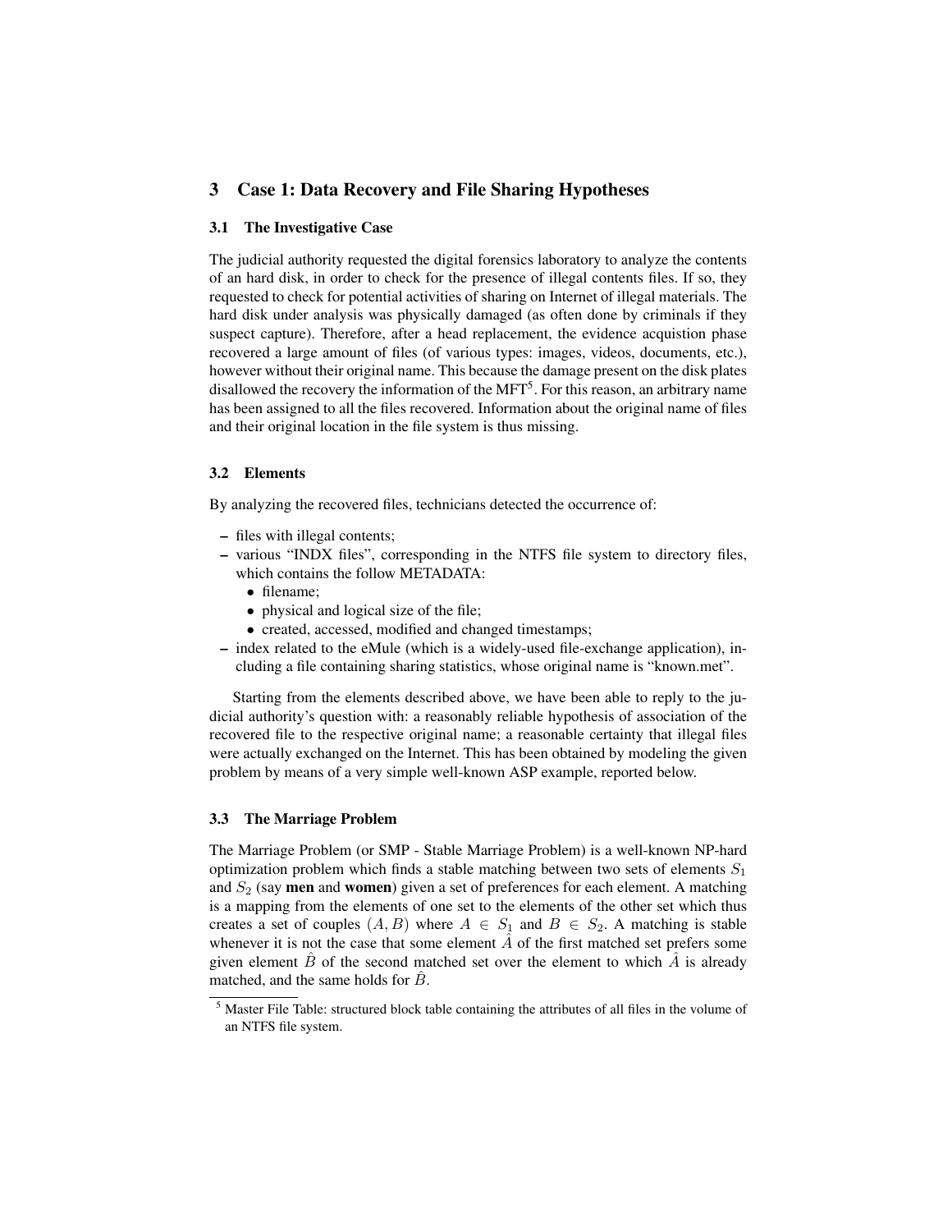## 3 Case 1: Data Recovery and File Sharing Hypotheses

### 3.1 The Investigative Case

The judicial authority requested the digital forensics laboratory to analyze the contents of an hard disk, in order to check for the presence of illegal contents files. If so, they requested to check for potential activities of sharing on Internet of illegal materials. The hard disk under analysis was physically damaged (as often done by criminals if they suspect capture). Therefore, after a head replacement, the evidence acquistion phase recovered a large amount of files (of various types: images, videos, documents, etc.), however without their original name. This because the damage present on the disk plates disallowed the recovery the information of the MFT[5]. For this reason, an arbitrary name has been assigned to all the files recovered. Information about the original name of files and their original location in the file system is thus missing.

### 3.2 Elements

By analyzing the recovered files, technicians detected the occurrence of:

- files with illegal contents;
- various "INDX files", corresponding in the NTFS file system to directory files, which contains the follow METADATA:
  - filename;
  - physical and logical size of the file;
  - created, accessed, modified and changed timestamps;
- index related to the eMule (which is a widely-used file-exchange application), including a file containing sharing statistics, whose original name is "known.met".

Starting from the elements described above, we have been able to reply to the judicial authority's question with: a reasonably reliable hypothesis of association of the recovered file to the respective original name; a reasonable certainty that illegal files were actually exchanged on the Internet. This has been obtained by modeling the given problem by means of a very simple well-known ASP example, reported below.

### 3.3 The Marriage Problem

The Marriage Problem (or SMP - Stable Marriage Problem) is a well-known NP-hard optimization problem which finds a stable matching between two sets of elements $S_1$ and $S_2$ (say **men** and **women**) given a set of preferences for each element. A matching is a mapping from the elements of one set to the elements of the other set which thus creates a set of couples $(A, B)$ where $A \in S_1$ and $B \in S_2$. A matching is stable whenever it is not the case that some element $\hat{A}$ of the first matched set prefers some given element $\hat{B}$ of the second matched set over the element to which $\hat{A}$ is already matched, and the same holds for $\hat{B}$.

[5] Master File Table: structured block table containing the attributes of all files in the volume of an NTFS file system.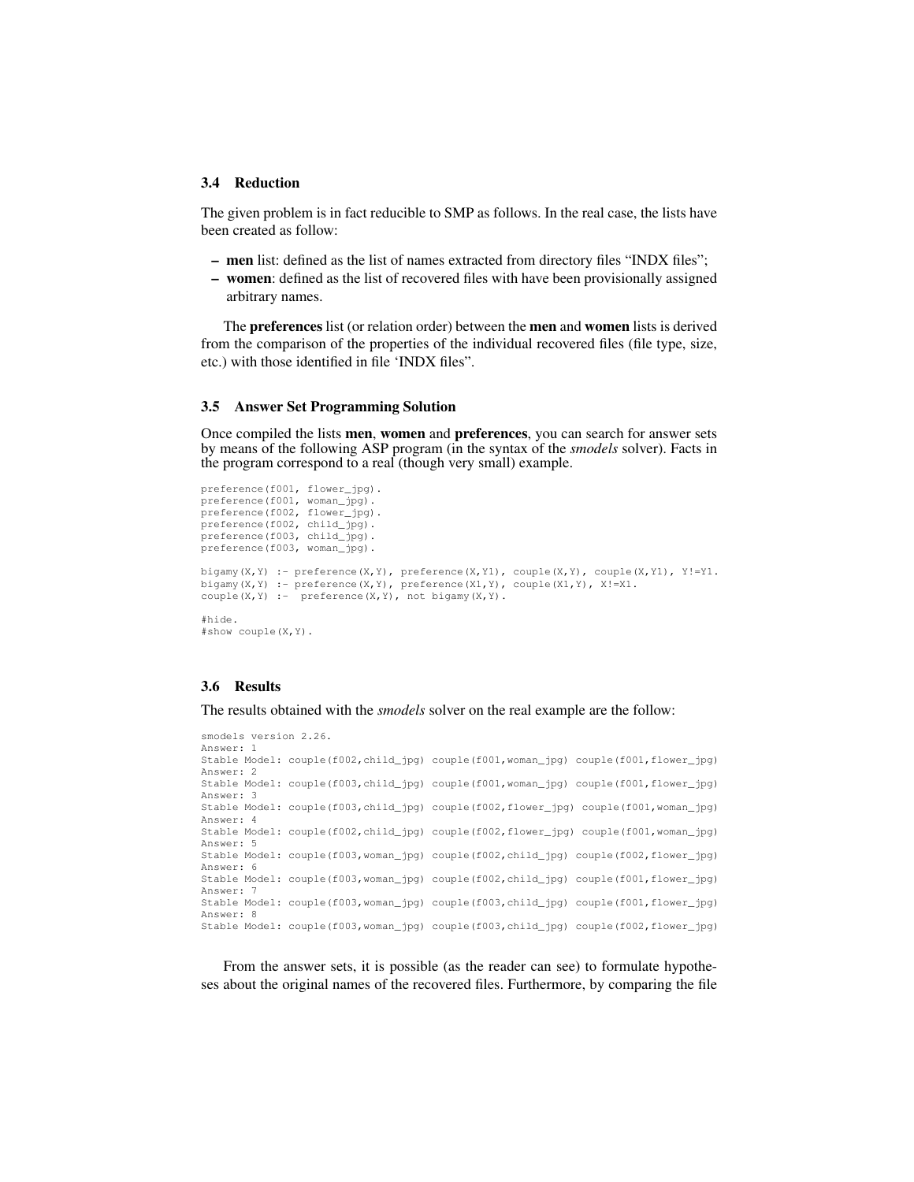### 3.4 Reduction

The given problem is in fact reducible to SMP as follows. In the real case, the lists have been created as follow:

- **men** list: defined as the list of names extracted from directory files "INDX files";
- **women**: defined as the list of recovered files with have been provisionally assigned arbitrary names.

The **preferences** list (or relation order) between the **men** and **women** lists is derived from the comparison of the properties of the individual recovered files (file type, size, etc.) with those identified in file 'INDX files".

### 3.5 Answer Set Programming Solution

Once compiled the lists **men**, **women** and **preferences**, you can search for answer sets by means of the following ASP program (in the syntax of the *smodels* solver). Facts in the program correspond to a real (though very small) example.

```
preference(f001, flower_jpg).
preference(f001, woman_jpg).
preference(f002, flower_jpg).
preference(f002, child_jpg).
preference(f003, child_jpg).
preference(f003, woman_jpg).

bigamy(X,Y) :- preference(X,Y), preference(X,Y1), couple(X,Y), couple(X,Y1), Y!=Y1.
bigamy(X,Y) :- preference(X,Y), preference(X1,Y), couple(X1,Y), X!=X1.
couple(X,Y) :-  preference(X,Y), not bigamy(X,Y).

#hide.
#show couple(X,Y).
```

### 3.6 Results

The results obtained with the *smodels* solver on the real example are the follow:

```
smodels version 2.26.
Answer: 1
Stable Model: couple(f002,child_jpg) couple(f001,woman_jpg) couple(f001,flower_jpg)
Answer: 2
Stable Model: couple(f003,child_jpg) couple(f001,woman_jpg) couple(f001,flower_jpg)
Answer: 3
Stable Model: couple(f003,child_jpg) couple(f002,flower_jpg) couple(f001,woman_jpg)
Answer: 4
Stable Model: couple(f002,child_jpg) couple(f002,flower_jpg) couple(f001,woman_jpg)
Answer: 5
Stable Model: couple(f003,woman_jpg) couple(f002,child_jpg) couple(f002,flower_jpg)
Answer: 6
Stable Model: couple(f003,woman_jpg) couple(f002,child_jpg) couple(f001,flower_jpg)
Answer: 7
Stable Model: couple(f003,woman_jpg) couple(f003,child_jpg) couple(f001,flower_jpg)
Answer: 8
Stable Model: couple(f003,woman_jpg) couple(f003,child_jpg) couple(f002,flower_jpg)
```

From the answer sets, it is possible (as the reader can see) to formulate hypotheses about the original names of the recovered files. Furthermore, by comparing the file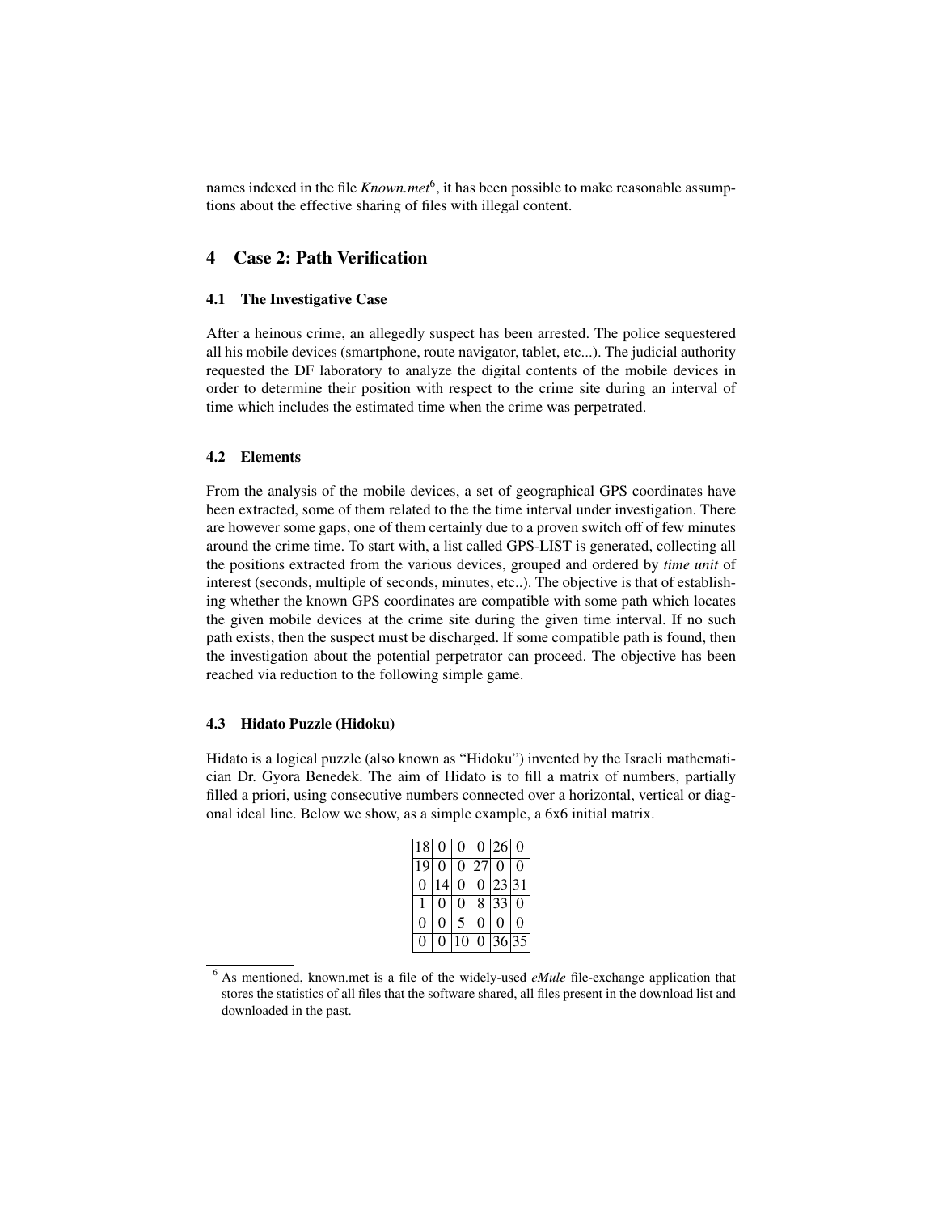names indexed in the file *Known.met*[6], it has been possible to make reasonable assumptions about the effective sharing of files with illegal content.

## 4 Case 2: Path Verification

### 4.1 The Investigative Case

After a heinous crime, an allegedly suspect has been arrested. The police sequestered all his mobile devices (smartphone, route navigator, tablet, etc...). The judicial authority requested the DF laboratory to analyze the digital contents of the mobile devices in order to determine their position with respect to the crime site during an interval of time which includes the estimated time when the crime was perpetrated.

### 4.2 Elements

From the analysis of the mobile devices, a set of geographical GPS coordinates have been extracted, some of them related to the the time interval under investigation. There are however some gaps, one of them certainly due to a proven switch off of few minutes around the crime time. To start with, a list called GPS-LIST is generated, collecting all the positions extracted from the various devices, grouped and ordered by *time unit* of interest (seconds, multiple of seconds, minutes, etc..). The objective is that of establishing whether the known GPS coordinates are compatible with some path which locates the given mobile devices at the crime site during the given time interval. If no such path exists, then the suspect must be discharged. If some compatible path is found, then the investigation about the potential perpetrator can proceed. The objective has been reached via reduction to the following simple game.

### 4.3 Hidato Puzzle (Hidoku)

Hidato is a logical puzzle (also known as "Hidoku") invented by the Israeli mathematician Dr. Gyora Benedek. The aim of Hidato is to fill a matrix of numbers, partially filled a priori, using consecutive numbers connected over a horizontal, vertical or diagonal ideal line. Below we show, as a simple example, a 6x6 initial matrix.

| | | | | | |
|---|---|---|---|---|---|
| 18 | 0 | 0 | 0 | 26 | 0 |
| 19 | 0 | 0 | 27 | 0 | 0 |
| 0 | 14 | 0 | 0 | 23 | 31 |
| 1 | 0 | 0 | 8 | 33 | 0 |
| 0 | 0 | 5 | 0 | 0 | 0 |
| 0 | 0 | 10 | 0 | 36 | 35 |

[6] As mentioned, known.met is a file of the widely-used *eMule* file-exchange application that stores the statistics of all files that the software shared, all files present in the download list and downloaded in the past.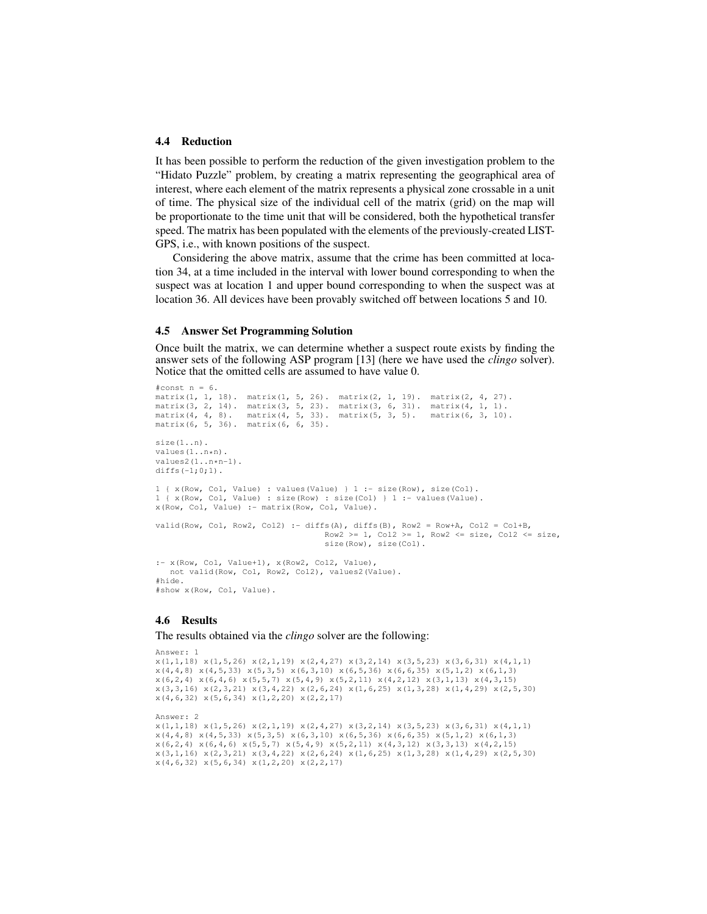### 4.4 Reduction

It has been possible to perform the reduction of the given investigation problem to the "Hidato Puzzle" problem, by creating a matrix representing the geographical area of interest, where each element of the matrix represents a physical zone crossable in a unit of time. The physical size of the individual cell of the matrix (grid) on the map will be proportionate to the time unit that will be considered, both the hypothetical transfer speed. The matrix has been populated with the elements of the previously-created LIST-GPS, i.e., with known positions of the suspect.

Considering the above matrix, assume that the crime has been committed at location 34, at a time included in the interval with lower bound corresponding to when the suspect was at location 1 and upper bound corresponding to when the suspect was at location 36. All devices have been provably switched off between locations 5 and 10.

### 4.5 Answer Set Programming Solution

Once built the matrix, we can determine whether a suspect route exists by finding the answer sets of the following ASP program [13] (here we have used the *clingo* solver). Notice that the omitted cells are assumed to have value 0.

```
#const n = 6.
matrix(1, 1, 18).  matrix(1, 5, 26).  matrix(2, 1, 19).  matrix(2, 4, 27).
matrix(3, 2, 14).  matrix(3, 5, 23).  matrix(3, 6, 31).  matrix(4, 1, 1).
matrix(4, 4, 8).   matrix(4, 5, 33).  matrix(5, 3, 5).   matrix(6, 3, 10).
matrix(6, 5, 36).  matrix(6, 6, 35).

size(1..n).
values(1..n*n).
values2(1..n*n-1).
diffs(-1;0;1).

1 { x(Row, Col, Value) : values(Value) } 1 :- size(Row), size(Col).
1 { x(Row, Col, Value) : size(Row) : size(Col) } 1 :- values(Value).
x(Row, Col, Value) :- matrix(Row, Col, Value).

valid(Row, Col, Row2, Col2) :- diffs(A), diffs(B), Row2 = Row+A, Col2 = Col+B,
                                Row2 >= 1, Col2 >= 1, Row2 <= size, Col2 <= size,
                                size(Row), size(Col).

:- x(Row, Col, Value+1), x(Row2, Col2, Value),
   not valid(Row, Col, Row2, Col2), values2(Value).
#hide.
#show x(Row, Col, Value).
```

### 4.6 Results

The results obtained via the *clingo* solver are the following:

```
Answer: 1
x(1,1,18) x(1,5,26) x(2,1,19) x(2,4,27) x(3,2,14) x(3,5,23) x(3,6,31) x(4,1,1)
x(4,4,8) x(4,5,33) x(5,3,5) x(6,3,10) x(6,5,36) x(6,6,35) x(5,1,2) x(6,1,3)
x(6,2,4) x(6,4,6) x(5,5,7) x(5,4,9) x(5,2,11) x(4,2,12) x(3,1,13) x(4,3,15)
x(3,3,16) x(2,3,21) x(3,4,22) x(2,6,24) x(1,6,25) x(1,3,28) x(1,4,29) x(2,5,30)
x(4,6,32) x(5,6,34) x(1,2,20) x(2,2,17)

Answer: 2
x(1,1,18) x(1,5,26) x(2,1,19) x(2,4,27) x(3,2,14) x(3,5,23) x(3,6,31) x(4,1,1)
x(4,4,8) x(4,5,33) x(5,3,5) x(6,3,10) x(6,5,36) x(6,6,35) x(5,1,2) x(6,1,3)
x(6,2,4) x(6,4,6) x(5,5,7) x(5,4,9) x(5,2,11) x(4,3,12) x(3,3,13) x(4,2,15)
x(3,1,16) x(2,3,21) x(3,4,22) x(2,6,24) x(1,6,25) x(1,3,28) x(1,4,29) x(2,5,30)
x(4,6,32) x(5,6,34) x(1,2,20) x(2,2,17)
```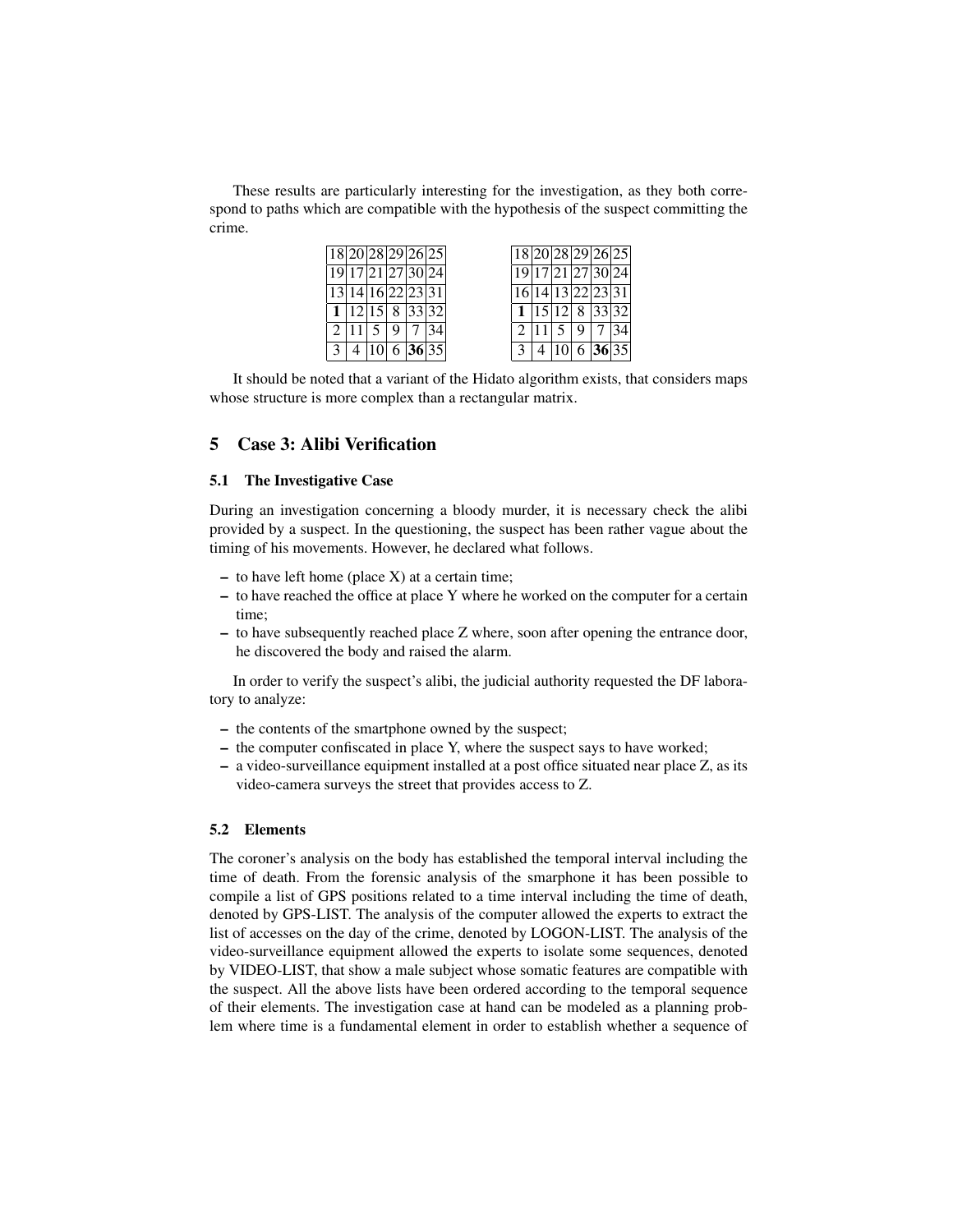These results are particularly interesting for the investigation, as they both correspond to paths which are compatible with the hypothesis of the suspect committing the crime.

| | | | | | |
|---|---|---|---|---|---|
| 18 | 20 | 28 | 29 | 26 | 25 |
| 19 | 17 | 21 | 27 | 30 | 24 |
| 13 | 14 | 16 | 22 | 23 | 31 |
| **1** | 12 | 15 | 8 | 33 | 32 |
| 2 | 11 | 5 | 9 | 7 | 34 |
| 3 | 4 | 10 | 6 | **36** | 35 |

| | | | | | |
|---|---|---|---|---|---|
| 18 | 20 | 28 | 29 | 26 | 25 |
| 19 | 17 | 21 | 27 | 30 | 24 |
| 16 | 14 | 13 | 22 | 23 | 31 |
| **1** | 15 | 12 | 8 | 33 | 32 |
| 2 | 11 | 5 | 9 | 7 | 34 |
| 3 | 4 | 10 | 6 | **36** | 35 |

It should be noted that a variant of the Hidato algorithm exists, that considers maps whose structure is more complex than a rectangular matrix.

## 5 Case 3: Alibi Verification

### 5.1 The Investigative Case

During an investigation concerning a bloody murder, it is necessary check the alibi provided by a suspect. In the questioning, the suspect has been rather vague about the timing of his movements. However, he declared what follows.

- to have left home (place X) at a certain time;
- to have reached the office at place Y where he worked on the computer for a certain time;
- to have subsequently reached place Z where, soon after opening the entrance door, he discovered the body and raised the alarm.

In order to verify the suspect's alibi, the judicial authority requested the DF laboratory to analyze:

- the contents of the smartphone owned by the suspect;
- the computer confiscated in place Y, where the suspect says to have worked;
- a video-surveillance equipment installed at a post office situated near place Z, as its video-camera surveys the street that provides access to Z.

### 5.2 Elements

The coroner's analysis on the body has established the temporal interval including the time of death. From the forensic analysis of the smarphone it has been possible to compile a list of GPS positions related to a time interval including the time of death, denoted by GPS-LIST. The analysis of the computer allowed the experts to extract the list of accesses on the day of the crime, denoted by LOGON-LIST. The analysis of the video-surveillance equipment allowed the experts to isolate some sequences, denoted by VIDEO-LIST, that show a male subject whose somatic features are compatible with the suspect. All the above lists have been ordered according to the temporal sequence of their elements. The investigation case at hand can be modeled as a planning problem where time is a fundamental element in order to establish whether a sequence of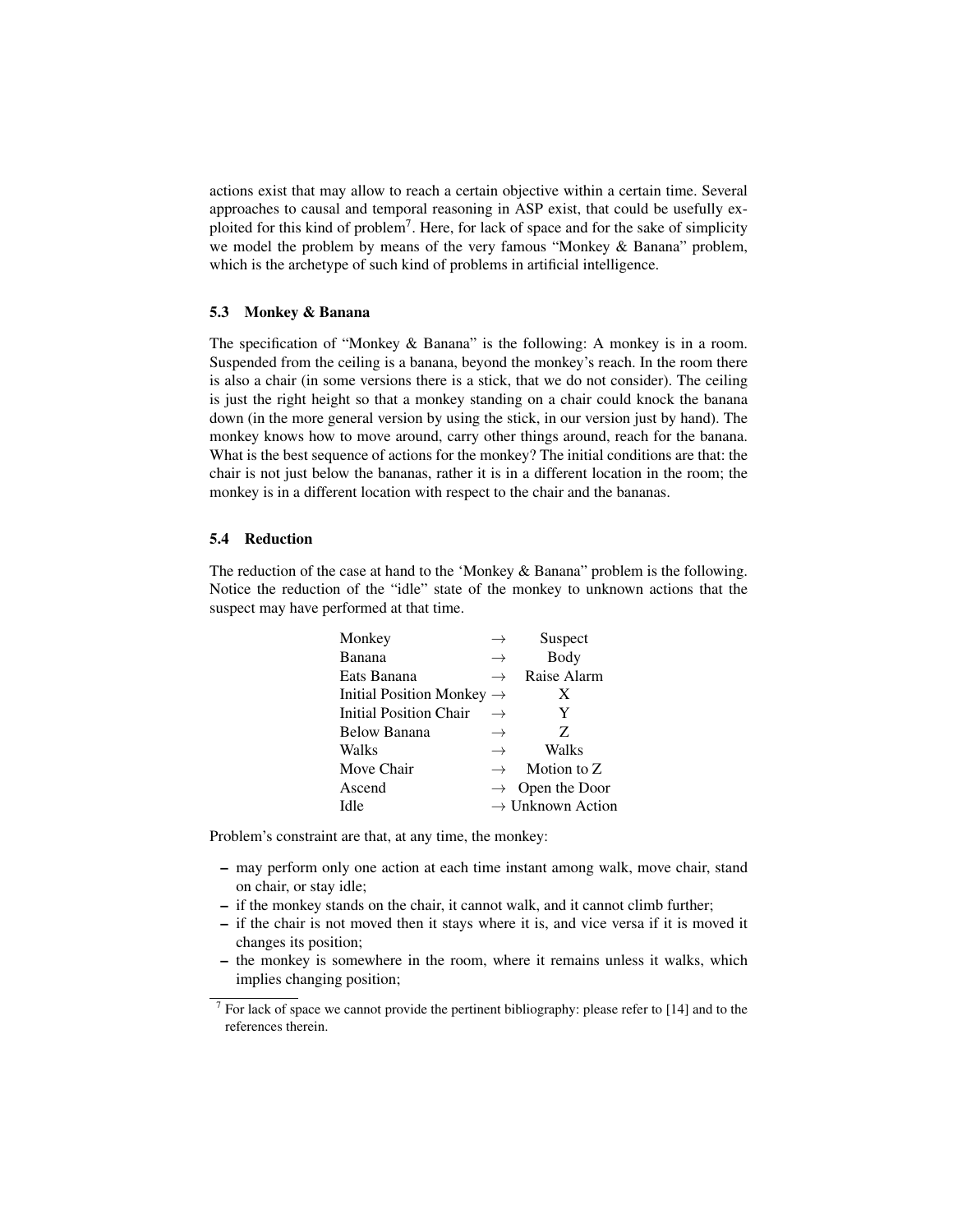actions exist that may allow to reach a certain objective within a certain time. Several approaches to causal and temporal reasoning in ASP exist, that could be usefully exploited for this kind of problem[7]. Here, for lack of space and for the sake of simplicity we model the problem by means of the very famous "Monkey & Banana" problem, which is the archetype of such kind of problems in artificial intelligence.

### 5.3 Monkey & Banana

The specification of "Monkey & Banana" is the following: A monkey is in a room. Suspended from the ceiling is a banana, beyond the monkey's reach. In the room there is also a chair (in some versions there is a stick, that we do not consider). The ceiling is just the right height so that a monkey standing on a chair could knock the banana down (in the more general version by using the stick, in our version just by hand). The monkey knows how to move around, carry other things around, reach for the banana. What is the best sequence of actions for the monkey? The initial conditions are that: the chair is not just below the bananas, rather it is in a different location in the room; the monkey is in a different location with respect to the chair and the bananas.

### 5.4 Reduction

The reduction of the case at hand to the 'Monkey & Banana" problem is the following. Notice the reduction of the "idle" state of the monkey to unknown actions that the suspect may have performed at that time.

| | | |
|---|---|---|
| Monkey | $\rightarrow$ | Suspect |
| Banana | $\rightarrow$ | Body |
| Eats Banana | $\rightarrow$ | Raise Alarm |
| Initial Position Monkey | $\rightarrow$ | X |
| Initial Position Chair | $\rightarrow$ | Y |
| Below Banana | $\rightarrow$ | Z |
| Walks | $\rightarrow$ | Walks |
| Move Chair | $\rightarrow$ | Motion to Z |
| Ascend | $\rightarrow$ | Open the Door |
| Idle | $\rightarrow$ | Unknown Action |

Problem's constraint are that, at any time, the monkey:

- may perform only one action at each time instant among walk, move chair, stand on chair, or stay idle;
- if the monkey stands on the chair, it cannot walk, and it cannot climb further;
- if the chair is not moved then it stays where it is, and vice versa if it is moved it changes its position;
- the monkey is somewhere in the room, where it remains unless it walks, which implies changing position;

[7] For lack of space we cannot provide the pertinent bibliography: please refer to [14] and to the references therein.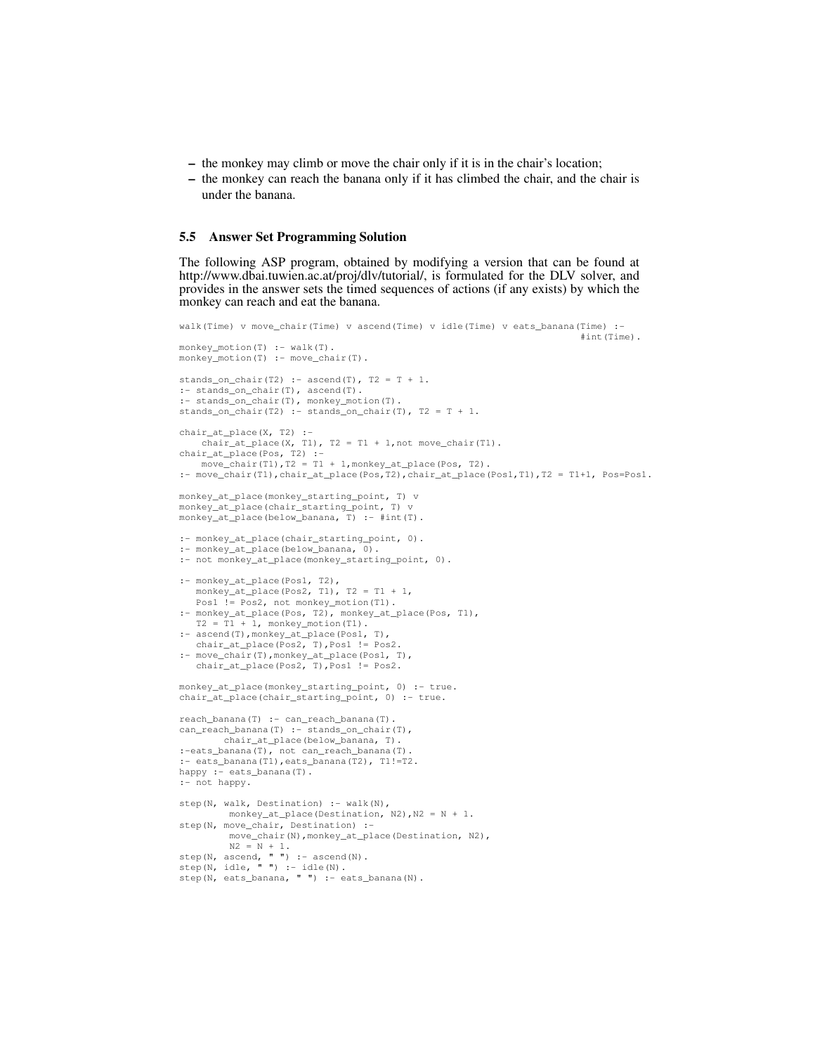- the monkey may climb or move the chair only if it is in the chair's location;
- the monkey can reach the banana only if it has climbed the chair, and the chair is under the banana.

### 5.5 Answer Set Programming Solution

The following ASP program, obtained by modifying a version that can be found at http://www.dbai.tuwien.ac.at/proj/dlv/tutorial/, is formulated for the DLV solver, and provides in the answer sets the timed sequences of actions (if any exists) by which the monkey can reach and eat the banana.

```
walk(Time) v move_chair(Time) v ascend(Time) v idle(Time) v eats_banana(Time) :-
                                                                    #int(Time).
monkey_motion(T) :- walk(T).
monkey_motion(T) :- move_chair(T).

stands_on_chair(T2) :- ascend(T), T2 = T + 1.
:- stands_on_chair(T), ascend(T).
:- stands_on_chair(T), monkey_motion(T).
stands_on_chair(T2) :- stands_on_chair(T), T2 = T + 1.

chair_at_place(X, T2) :-
    chair_at_place(X, T1), T2 = T1 + 1,not move_chair(T1).
chair_at_place(Pos, T2) :-
    move_chair(T1),T2 = T1 + 1,monkey_at_place(Pos, T2).
:- move_chair(T1),chair_at_place(Pos,T2),chair_at_place(Pos1,T1),T2 = T1+1, Pos=Pos1.

monkey_at_place(monkey_starting_point, T) v
monkey_at_place(chair_starting_point, T) v
monkey_at_place(below_banana, T) :- #int(T).

:- monkey_at_place(chair_starting_point, 0).
:- monkey_at_place(below_banana, 0).
:- not monkey_at_place(monkey_starting_point, 0).

:- monkey_at_place(Pos1, T2),
   monkey_at_place(Pos2, T1), T2 = T1 + 1,
   Pos1 != Pos2, not monkey_motion(T1).
:- monkey_at_place(Pos, T2), monkey_at_place(Pos, T1),
   T2 = T1 + 1, monkey_motion(T1).
:- ascend(T),monkey_at_place(Pos1, T),
   chair_at_place(Pos2, T),Pos1 != Pos2.
:- move_chair(T),monkey_at_place(Pos1, T),
   chair_at_place(Pos2, T),Pos1 != Pos2.

monkey_at_place(monkey_starting_point, 0) :- true.
chair_at_place(chair_starting_point, 0) :- true.

reach_banana(T) :- can_reach_banana(T).
can_reach_banana(T) :- stands_on_chair(T),
        chair_at_place(below_banana, T).
:-eats_banana(T), not can_reach_banana(T).
:- eats_banana(T1),eats_banana(T2), T1!=T2.
happy :- eats_banana(T).
:- not happy.

step(N, walk, Destination) :- walk(N),
         monkey_at_place(Destination, N2),N2 = N + 1.
step(N, move_chair, Destination) :-
         move_chair(N),monkey_at_place(Destination, N2),
         N2 = N + 1.
step(N, ascend, " ") :- ascend(N).
step(N, idle, " ") :- idle(N).
step(N, eats_banana, " ") :- eats_banana(N).
```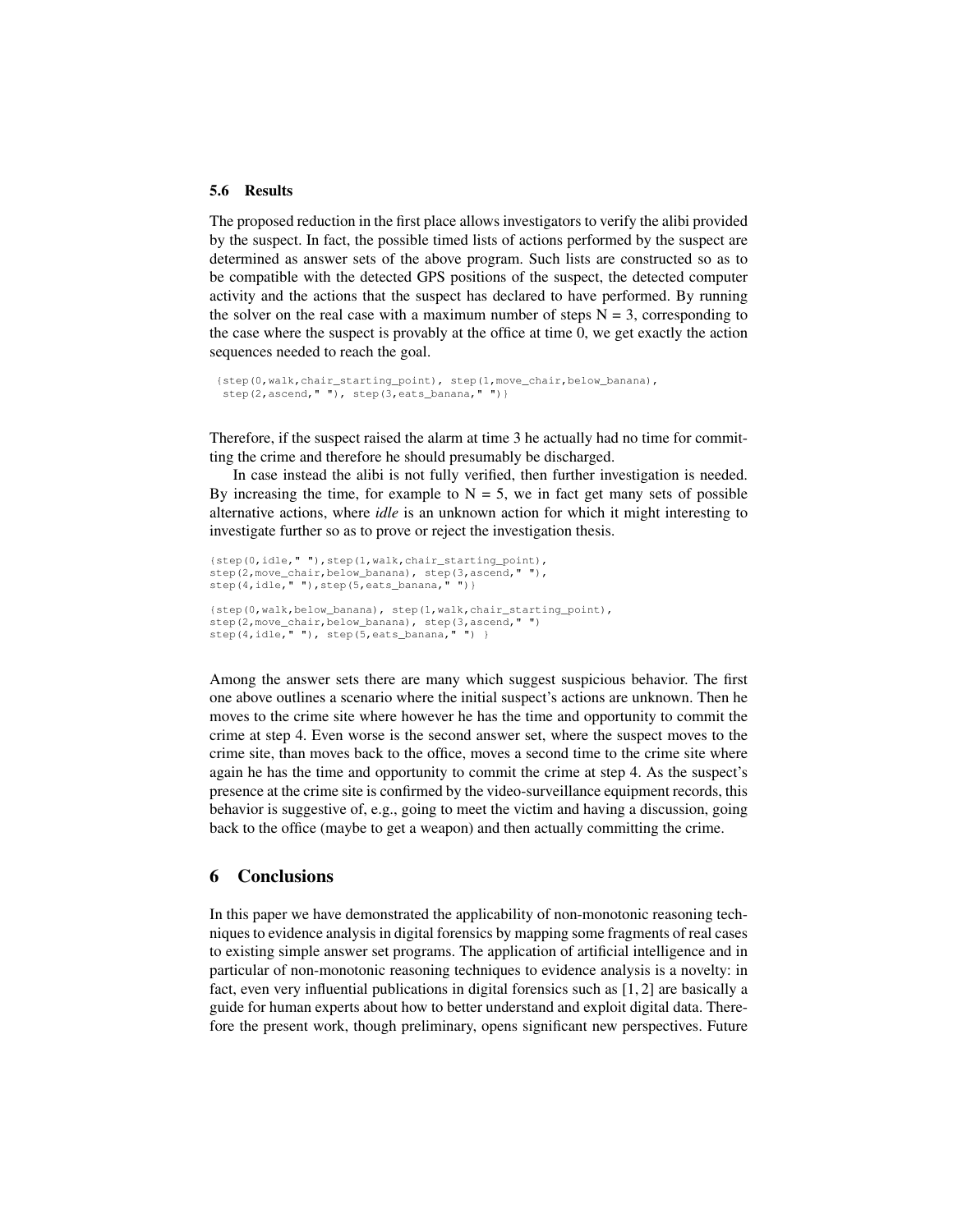### 5.6 Results

The proposed reduction in the first place allows investigators to verify the alibi provided by the suspect. In fact, the possible timed lists of actions performed by the suspect are determined as answer sets of the above program. Such lists are constructed so as to be compatible with the detected GPS positions of the suspect, the detected computer activity and the actions that the suspect has declared to have performed. By running the solver on the real case with a maximum number of steps N = 3, corresponding to the case where the suspect is provably at the office at time 0, we get exactly the action sequences needed to reach the goal.

```
{step(0,walk,chair_starting_point), step(1,move_chair,below_banana),
 step(2,ascend," "), step(3,eats_banana," ")}
```

Therefore, if the suspect raised the alarm at time 3 he actually had no time for committing the crime and therefore he should presumably be discharged.

In case instead the alibi is not fully verified, then further investigation is needed. By increasing the time, for example to N = 5, we in fact get many sets of possible alternative actions, where *idle* is an unknown action for which it might interesting to investigate further so as to prove or reject the investigation thesis.

```
{step(0,idle," "),step(1,walk,chair_starting_point),
step(2,move_chair,below_banana), step(3,ascend," "),
step(4,idle," "),step(5,eats_banana," ")}

{step(0,walk,below_banana), step(1,walk,chair_starting_point),
step(2,move_chair,below_banana), step(3,ascend," ")
step(4,idle," "), step(5,eats_banana," ") }
```

Among the answer sets there are many which suggest suspicious behavior. The first one above outlines a scenario where the initial suspect's actions are unknown. Then he moves to the crime site where however he has the time and opportunity to commit the crime at step 4. Even worse is the second answer set, where the suspect moves to the crime site, than moves back to the office, moves a second time to the crime site where again he has the time and opportunity to commit the crime at step 4. As the suspect's presence at the crime site is confirmed by the video-surveillance equipment records, this behavior is suggestive of, e.g., going to meet the victim and having a discussion, going back to the office (maybe to get a weapon) and then actually committing the crime.

## 6 Conclusions

In this paper we have demonstrated the applicability of non-monotonic reasoning techniques to evidence analysis in digital forensics by mapping some fragments of real cases to existing simple answer set programs. The application of artificial intelligence and in particular of non-monotonic reasoning techniques to evidence analysis is a novelty: in fact, even very influential publications in digital forensics such as [1, 2] are basically a guide for human experts about how to better understand and exploit digital data. Therefore the present work, though preliminary, opens significant new perspectives. Future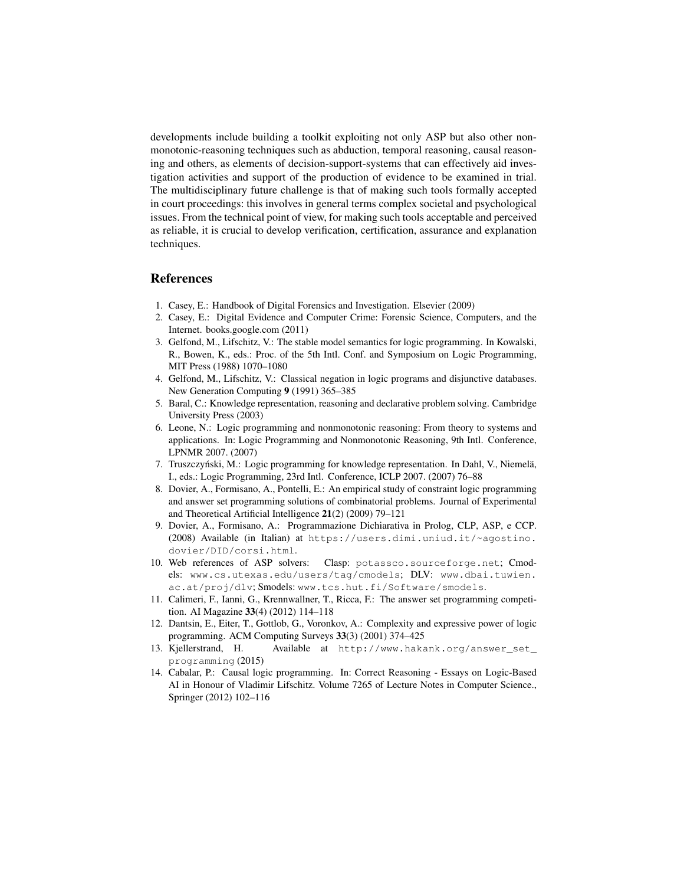developments include building a toolkit exploiting not only ASP but also other non-monotonic-reasoning techniques such as abduction, temporal reasoning, causal reasoning and others, as elements of decision-support-systems that can effectively aid investigation activities and support of the production of evidence to be examined in trial. The multidisciplinary future challenge is that of making such tools formally accepted in court proceedings: this involves in general terms complex societal and psychological issues. From the technical point of view, for making such tools acceptable and perceived as reliable, it is crucial to develop verification, certification, assurance and explanation techniques.

## References

1. Casey, E.: Handbook of Digital Forensics and Investigation. Elsevier (2009)
2. Casey, E.: Digital Evidence and Computer Crime: Forensic Science, Computers, and the Internet. books.google.com (2011)
3. Gelfond, M., Lifschitz, V.: The stable model semantics for logic programming. In Kowalski, R., Bowen, K., eds.: Proc. of the 5th Intl. Conf. and Symposium on Logic Programming, MIT Press (1988) 1070–1080
4. Gelfond, M., Lifschitz, V.: Classical negation in logic programs and disjunctive databases. New Generation Computing **9** (1991) 365–385
5. Baral, C.: Knowledge representation, reasoning and declarative problem solving. Cambridge University Press (2003)
6. Leone, N.: Logic programming and nonmonotonic reasoning: From theory to systems and applications. In: Logic Programming and Nonmonotonic Reasoning, 9th Intl. Conference, LPNMR 2007. (2007)
7. Truszczyński, M.: Logic programming for knowledge representation. In Dahl, V., Niemelä, I., eds.: Logic Programming, 23rd Intl. Conference, ICLP 2007. (2007) 76–88
8. Dovier, A., Formisano, A., Pontelli, E.: An empirical study of constraint logic programming and answer set programming solutions of combinatorial problems. Journal of Experimental and Theoretical Artificial Intelligence **21**(2) (2009) 79–121
9. Dovier, A., Formisano, A.: Programmazione Dichiarativa in Prolog, CLP, ASP, e CCP. (2008) Available (in Italian) at `https://users.dimi.uniud.it/~agostino.dovier/DID/corsi.html`.
10. Web references of ASP solvers: Clasp: `potassco.sourceforge.net`; Cmodels: `www.cs.utexas.edu/users/tag/cmodels`; DLV: `www.dbai.tuwien.ac.at/proj/dlv`; Smodels: `www.tcs.hut.fi/Software/smodels`.
11. Calimeri, F., Ianni, G., Krennwallner, T., Ricca, F.: The answer set programming competition. AI Magazine **33**(4) (2012) 114–118
12. Dantsin, E., Eiter, T., Gottlob, G., Voronkov, A.: Complexity and expressive power of logic programming. ACM Computing Surveys **33**(3) (2001) 374–425
13. Kjellerstrand, H. Available at `http://www.hakank.org/answer_set_programming` (2015)
14. Cabalar, P.: Causal logic programming. In: Correct Reasoning - Essays on Logic-Based AI in Honour of Vladimir Lifschitz. Volume 7265 of Lecture Notes in Computer Science., Springer (2012) 102–116